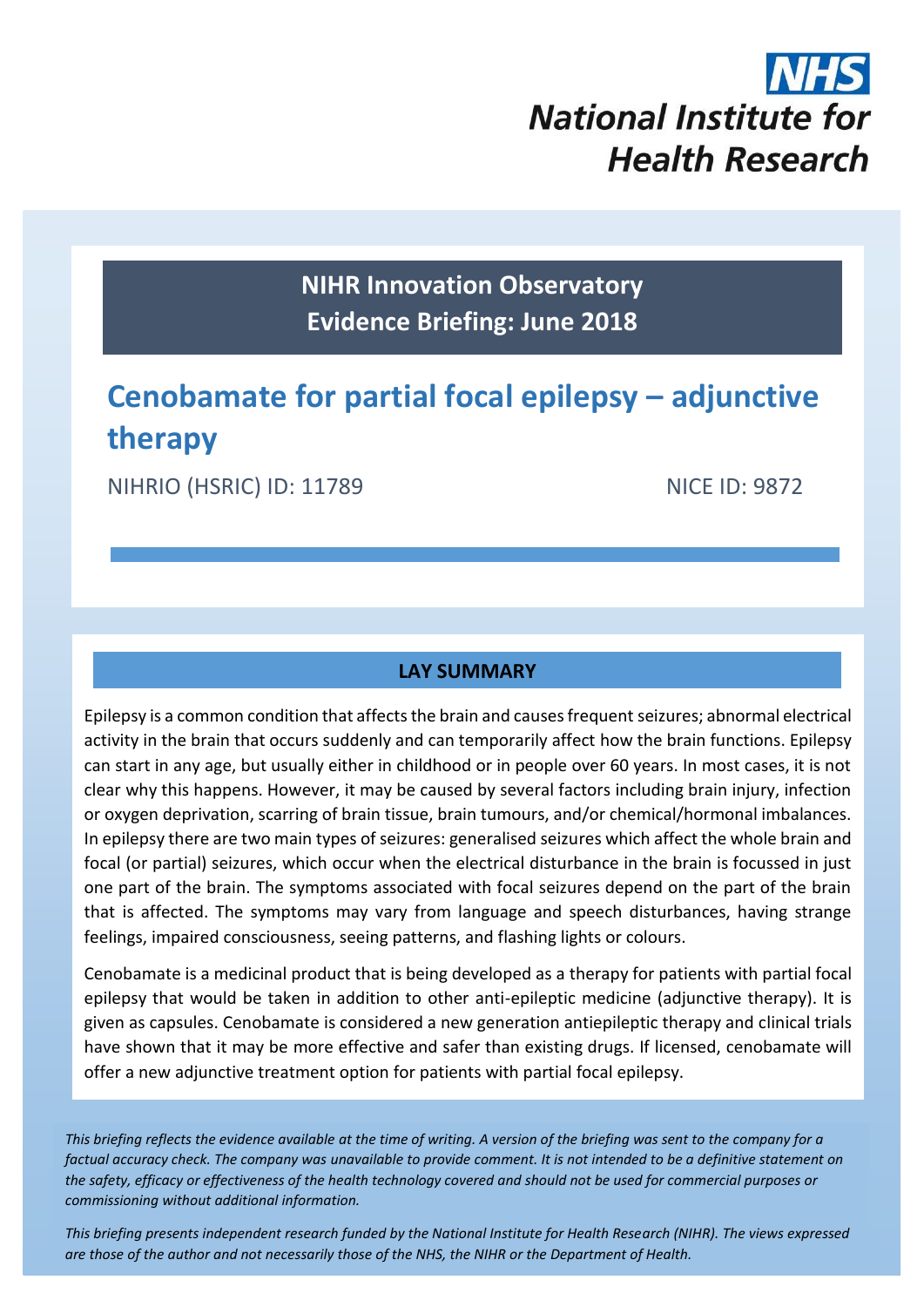NHS
National Institute for Health Research

**NIHR Innovation Observatory**
**Evidence Briefing: June 2018**

# Cenobamate for partial focal epilepsy – adjunctive therapy

NIHRIO (HSRIC) ID: 11789 NICE ID: 9872

## LAY SUMMARY

Epilepsy is a common condition that affects the brain and causes frequent seizures; abnormal electrical activity in the brain that occurs suddenly and can temporarily affect how the brain functions. Epilepsy can start in any age, but usually either in childhood or in people over 60 years. In most cases, it is not clear why this happens. However, it may be caused by several factors including brain injury, infection or oxygen deprivation, scarring of brain tissue, brain tumours, and/or chemical/hormonal imbalances. In epilepsy there are two main types of seizures: generalised seizures which affect the whole brain and focal (or partial) seizures, which occur when the electrical disturbance in the brain is focussed in just one part of the brain. The symptoms associated with focal seizures depend on the part of the brain that is affected. The symptoms may vary from language and speech disturbances, having strange feelings, impaired consciousness, seeing patterns, and flashing lights or colours.

Cenobamate is a medicinal product that is being developed as a therapy for patients with partial focal epilepsy that would be taken in addition to other anti-epileptic medicine (adjunctive therapy). It is given as capsules. Cenobamate is considered a new generation antiepileptic therapy and clinical trials have shown that it may be more effective and safer than existing drugs. If licensed, cenobamate will offer a new adjunctive treatment option for patients with partial focal epilepsy.

*This briefing reflects the evidence available at the time of writing. A version of the briefing was sent to the company for a factual accuracy check. The company was unavailable to provide comment. It is not intended to be a definitive statement on the safety, efficacy or effectiveness of the health technology covered and should not be used for commercial purposes or commissioning without additional information.*

*This briefing presents independent research funded by the National Institute for Health Research (NIHR). The views expressed are those of the author and not necessarily those of the NHS, the NIHR or the Department of Health.*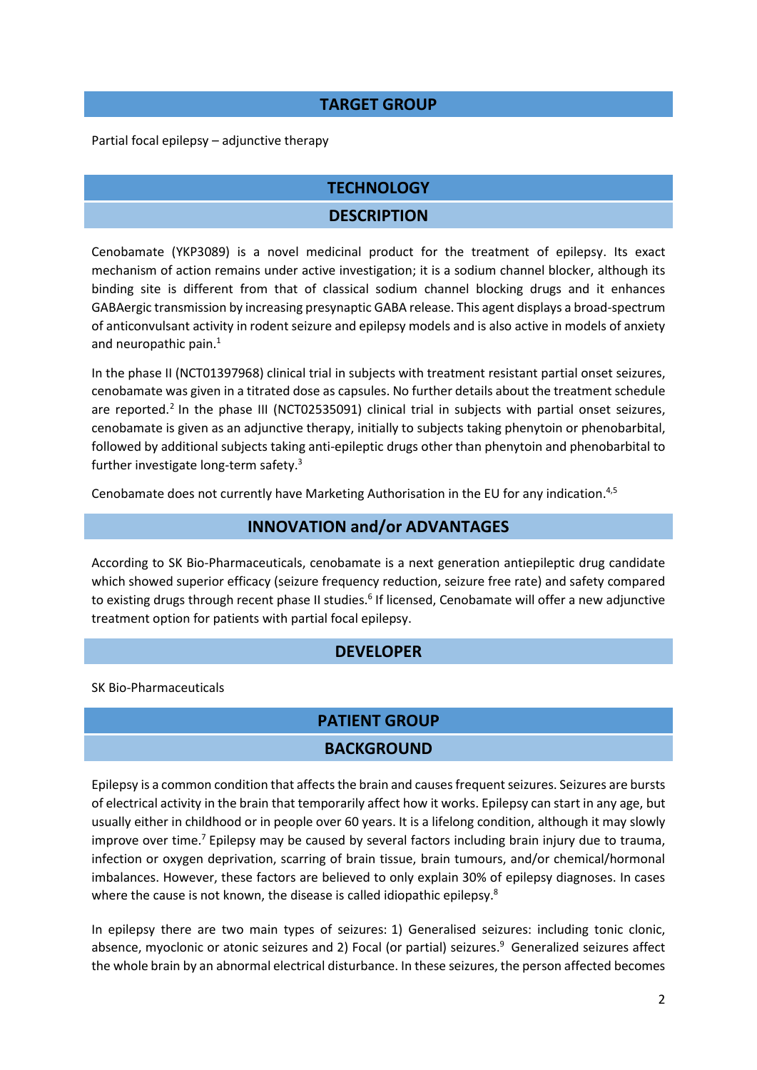## TARGET GROUP

Partial focal epilepsy – adjunctive therapy

## TECHNOLOGY

### DESCRIPTION

Cenobamate (YKP3089) is a novel medicinal product for the treatment of epilepsy. Its exact mechanism of action remains under active investigation; it is a sodium channel blocker, although its binding site is different from that of classical sodium channel blocking drugs and it enhances GABAergic transmission by increasing presynaptic GABA release. This agent displays a broad-spectrum of anticonvulsant activity in rodent seizure and epilepsy models and is also active in models of anxiety and neuropathic pain.[1]

In the phase II (NCT01397968) clinical trial in subjects with treatment resistant partial onset seizures, cenobamate was given in a titrated dose as capsules. No further details about the treatment schedule are reported.[2] In the phase III (NCT02535091) clinical trial in subjects with partial onset seizures, cenobamate is given as an adjunctive therapy, initially to subjects taking phenytoin or phenobarbital, followed by additional subjects taking anti-epileptic drugs other than phenytoin and phenobarbital to further investigate long-term safety.[3]

Cenobamate does not currently have Marketing Authorisation in the EU for any indication.[4,5]

### INNOVATION and/or ADVANTAGES

According to SK Bio-Pharmaceuticals, cenobamate is a next generation antiepileptic drug candidate which showed superior efficacy (seizure frequency reduction, seizure free rate) and safety compared to existing drugs through recent phase II studies.[6] If licensed, Cenobamate will offer a new adjunctive treatment option for patients with partial focal epilepsy.

### DEVELOPER

SK Bio-Pharmaceuticals

## PATIENT GROUP

### BACKGROUND

Epilepsy is a common condition that affects the brain and causes frequent seizures. Seizures are bursts of electrical activity in the brain that temporarily affect how it works. Epilepsy can start in any age, but usually either in childhood or in people over 60 years. It is a lifelong condition, although it may slowly improve over time.[7] Epilepsy may be caused by several factors including brain injury due to trauma, infection or oxygen deprivation, scarring of brain tissue, brain tumours, and/or chemical/hormonal imbalances. However, these factors are believed to only explain 30% of epilepsy diagnoses. In cases where the cause is not known, the disease is called idiopathic epilepsy.[8]

In epilepsy there are two main types of seizures: 1) Generalised seizures: including tonic clonic, absence, myoclonic or atonic seizures and 2) Focal (or partial) seizures.[9] Generalized seizures affect the whole brain by an abnormal electrical disturbance. In these seizures, the person affected becomes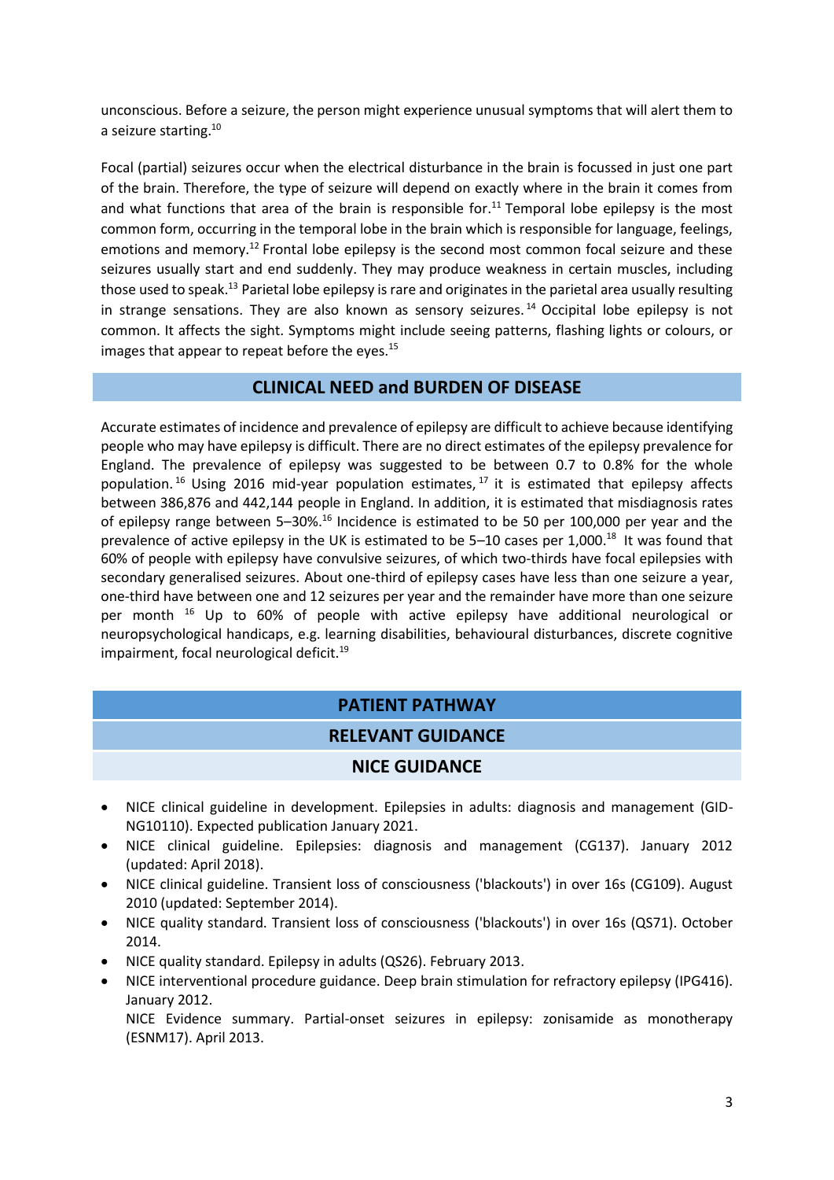unconscious. Before a seizure, the person might experience unusual symptoms that will alert them to a seizure starting.[10]

Focal (partial) seizures occur when the electrical disturbance in the brain is focussed in just one part of the brain. Therefore, the type of seizure will depend on exactly where in the brain it comes from and what functions that area of the brain is responsible for.[11] Temporal lobe epilepsy is the most common form, occurring in the temporal lobe in the brain which is responsible for language, feelings, emotions and memory.[12] Frontal lobe epilepsy is the second most common focal seizure and these seizures usually start and end suddenly. They may produce weakness in certain muscles, including those used to speak.[13] Parietal lobe epilepsy is rare and originates in the parietal area usually resulting in strange sensations. They are also known as sensory seizures.[14] Occipital lobe epilepsy is not common. It affects the sight. Symptoms might include seeing patterns, flashing lights or colours, or images that appear to repeat before the eyes.[15]

## CLINICAL NEED and BURDEN OF DISEASE

Accurate estimates of incidence and prevalence of epilepsy are difficult to achieve because identifying people who may have epilepsy is difficult. There are no direct estimates of the epilepsy prevalence for England. The prevalence of epilepsy was suggested to be between 0.7 to 0.8% for the whole population.[16] Using 2016 mid-year population estimates,[17] it is estimated that epilepsy affects between 386,876 and 442,144 people in England. In addition, it is estimated that misdiagnosis rates of epilepsy range between 5–30%.[16] Incidence is estimated to be 50 per 100,000 per year and the prevalence of active epilepsy in the UK is estimated to be 5–10 cases per 1,000.[18] It was found that 60% of people with epilepsy have convulsive seizures, of which two-thirds have focal epilepsies with secondary generalised seizures. About one-third of epilepsy cases have less than one seizure a year, one-third have between one and 12 seizures per year and the remainder have more than one seizure per month [16] Up to 60% of people with active epilepsy have additional neurological or neuropsychological handicaps, e.g. learning disabilities, behavioural disturbances, discrete cognitive impairment, focal neurological deficit.[19]

## PATIENT PATHWAY

## RELEVANT GUIDANCE

### NICE GUIDANCE

- NICE clinical guideline in development. Epilepsies in adults: diagnosis and management (GID-NG10110). Expected publication January 2021.
- NICE clinical guideline. Epilepsies: diagnosis and management (CG137). January 2012 (updated: April 2018).
- NICE clinical guideline. Transient loss of consciousness ('blackouts') in over 16s (CG109). August 2010 (updated: September 2014).
- NICE quality standard. Transient loss of consciousness ('blackouts') in over 16s (QS71). October 2014.
- NICE quality standard. Epilepsy in adults (QS26). February 2013.
- NICE interventional procedure guidance. Deep brain stimulation for refractory epilepsy (IPG416). January 2012.

  NICE Evidence summary. Partial-onset seizures in epilepsy: zonisamide as monotherapy (ESNM17). April 2013.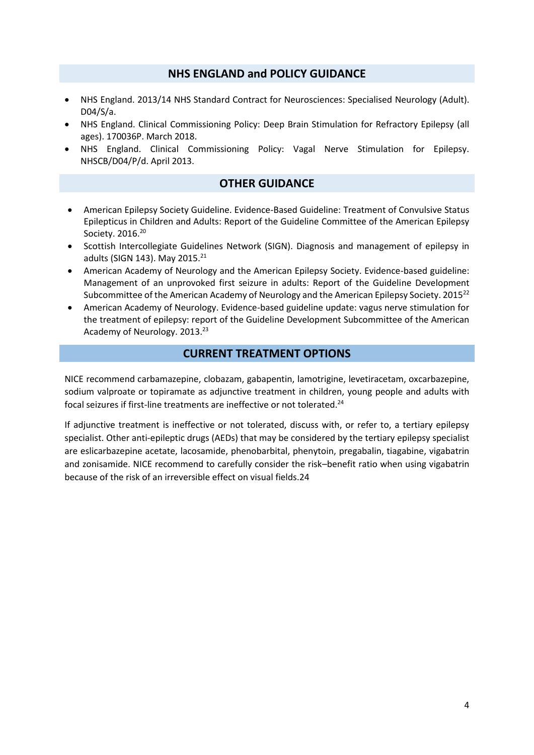## NHS ENGLAND and POLICY GUIDANCE

- NHS England. 2013/14 NHS Standard Contract for Neurosciences: Specialised Neurology (Adult). D04/S/a.
- NHS England. Clinical Commissioning Policy: Deep Brain Stimulation for Refractory Epilepsy (all ages). 170036P. March 2018.
- NHS England. Clinical Commissioning Policy: Vagal Nerve Stimulation for Epilepsy. NHSCB/D04/P/d. April 2013.

## OTHER GUIDANCE

- American Epilepsy Society Guideline. Evidence-Based Guideline: Treatment of Convulsive Status Epilepticus in Children and Adults: Report of the Guideline Committee of the American Epilepsy Society. 2016.[20]
- Scottish Intercollegiate Guidelines Network (SIGN). Diagnosis and management of epilepsy in adults (SIGN 143). May 2015.[21]
- American Academy of Neurology and the American Epilepsy Society. Evidence-based guideline: Management of an unprovoked first seizure in adults: Report of the Guideline Development Subcommittee of the American Academy of Neurology and the American Epilepsy Society. 2015[22]
- American Academy of Neurology. Evidence-based guideline update: vagus nerve stimulation for the treatment of epilepsy: report of the Guideline Development Subcommittee of the American Academy of Neurology. 2013.[23]

## CURRENT TREATMENT OPTIONS

NICE recommend carbamazepine, clobazam, gabapentin, lamotrigine, levetiracetam, oxcarbazepine, sodium valproate or topiramate as adjunctive treatment in children, young people and adults with focal seizures if first-line treatments are ineffective or not tolerated.[24]

If adjunctive treatment is ineffective or not tolerated, discuss with, or refer to, a tertiary epilepsy specialist. Other anti-epileptic drugs (AEDs) that may be considered by the tertiary epilepsy specialist are eslicarbazepine acetate, lacosamide, phenobarbital, phenytoin, pregabalin, tiagabine, vigabatrin and zonisamide. NICE recommend to carefully consider the risk–benefit ratio when using vigabatrin because of the risk of an irreversible effect on visual fields.24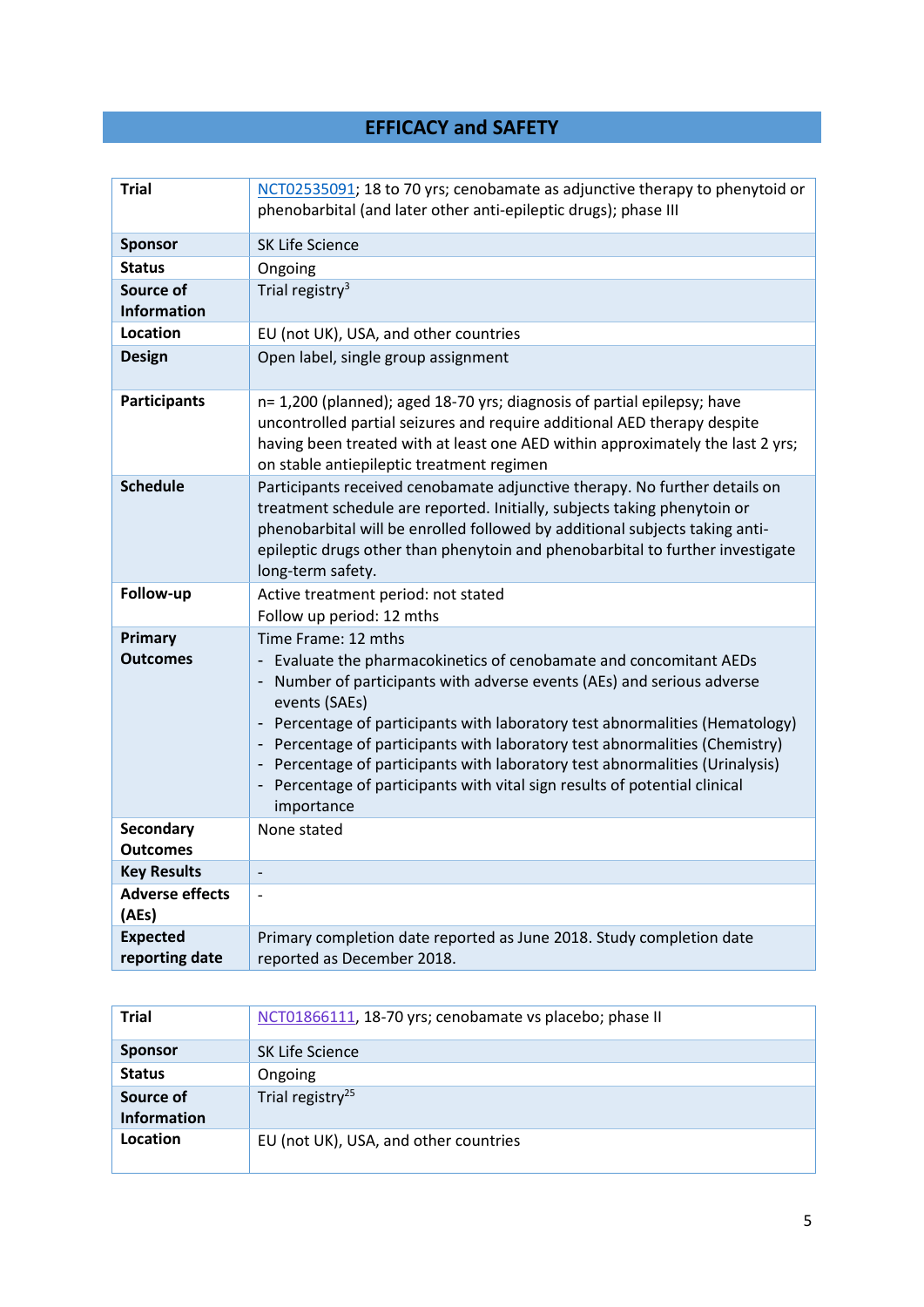## EFFICACY and SAFETY

| Trial | NCT02535091; 18 to 70 yrs; cenobamate as adjunctive therapy to phenytoid or phenobarbital (and later other anti-epileptic drugs); phase III |
|---|---|
| Sponsor | SK Life Science |
| Status | Ongoing |
| Source of Information | Trial registry[3] |
| Location | EU (not UK), USA, and other countries |
| Design | Open label, single group assignment |
| Participants | n= 1,200 (planned); aged 18-70 yrs; diagnosis of partial epilepsy; have uncontrolled partial seizures and require additional AED therapy despite having been treated with at least one AED within approximately the last 2 yrs; on stable antiepileptic treatment regimen |
| Schedule | Participants received cenobamate adjunctive therapy. No further details on treatment schedule are reported. Initially, subjects taking phenytoin or phenobarbital will be enrolled followed by additional subjects taking anti-epileptic drugs other than phenytoin and phenobarbital to further investigate long-term safety. |
| Follow-up | Active treatment period: not stated<br>Follow up period: 12 mths |
| Primary Outcomes | Time Frame: 12 mths<br>- Evaluate the pharmacokinetics of cenobamate and concomitant AEDs<br>- Number of participants with adverse events (AEs) and serious adverse events (SAEs)<br>- Percentage of participants with laboratory test abnormalities (Hematology)<br>- Percentage of participants with laboratory test abnormalities (Chemistry)<br>- Percentage of participants with laboratory test abnormalities (Urinalysis)<br>- Percentage of participants with vital sign results of potential clinical importance |
| Secondary Outcomes | None stated |
| Key Results | - |
| Adverse effects (AEs) | - |
| Expected reporting date | Primary completion date reported as June 2018. Study completion date reported as December 2018. |

| Trial | NCT01866111, 18-70 yrs; cenobamate vs placebo; phase II |
|---|---|
| Sponsor | SK Life Science |
| Status | Ongoing |
| Source of Information | Trial registry[25] |
| Location | EU (not UK), USA, and other countries |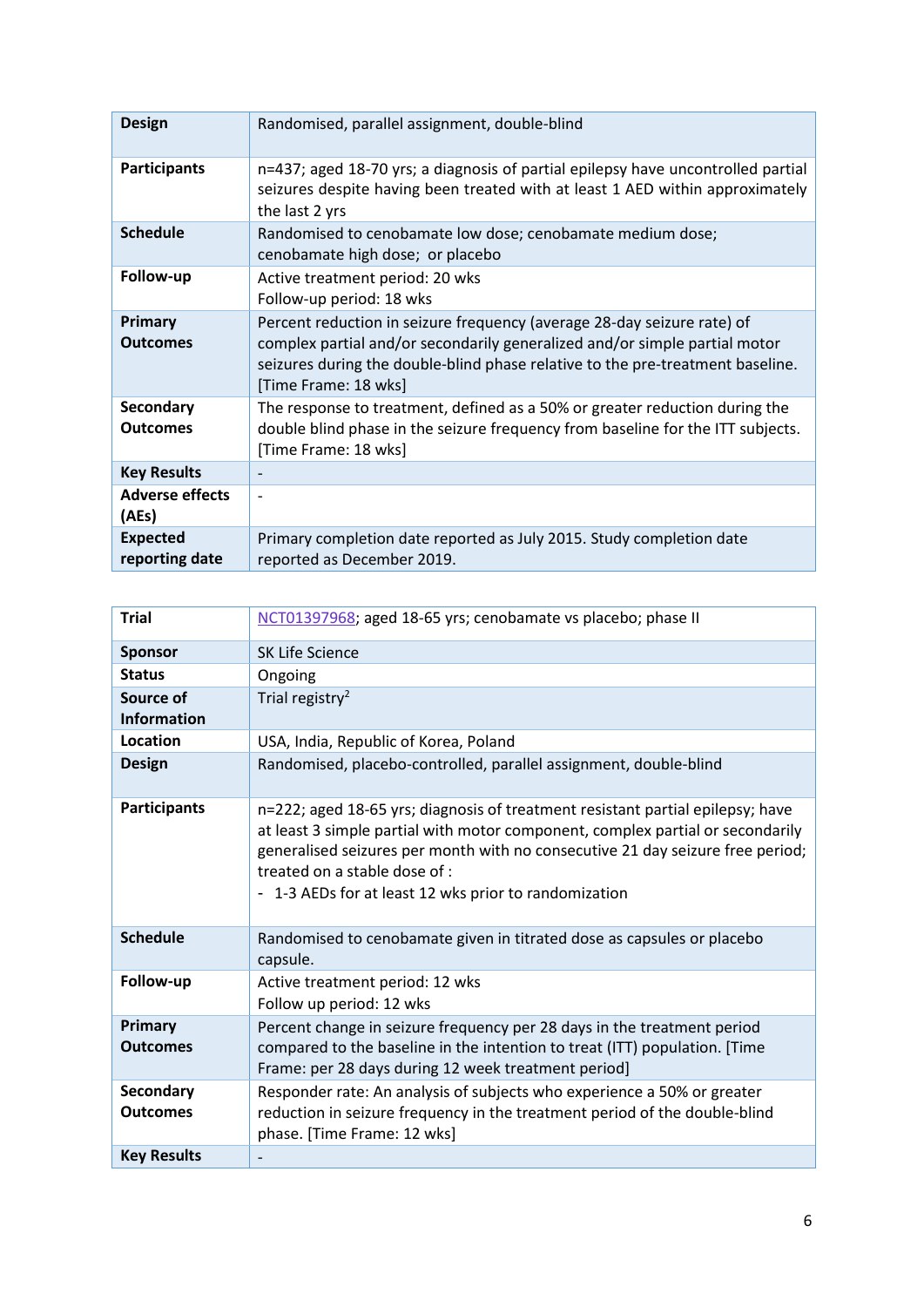| Design | Randomised, parallel assignment, double-blind |
|---|---|
| Participants | n=437; aged 18-70 yrs; a diagnosis of partial epilepsy have uncontrolled partial seizures despite having been treated with at least 1 AED within approximately the last 2 yrs |
| Schedule | Randomised to cenobamate low dose; cenobamate medium dose; cenobamate high dose; or placebo |
| Follow-up | Active treatment period: 20 wks<br>Follow-up period: 18 wks |
| Primary Outcomes | Percent reduction in seizure frequency (average 28-day seizure rate) of complex partial and/or secondarily generalized and/or simple partial motor seizures during the double-blind phase relative to the pre-treatment baseline. [Time Frame: 18 wks] |
| Secondary Outcomes | The response to treatment, defined as a 50% or greater reduction during the double blind phase in the seizure frequency from baseline for the ITT subjects. [Time Frame: 18 wks] |
| Key Results | - |
| Adverse effects (AEs) | - |
| Expected reporting date | Primary completion date reported as July 2015. Study completion date reported as December 2019. |

| Trial | NCT01397968; aged 18-65 yrs; cenobamate vs placebo; phase II |
|---|---|
| Sponsor | SK Life Science |
| Status | Ongoing |
| Source of Information | Trial registry[2] |
| Location | USA, India, Republic of Korea, Poland |
| Design | Randomised, placebo-controlled, parallel assignment, double-blind |
| Participants | n=222; aged 18-65 yrs; diagnosis of treatment resistant partial epilepsy; have at least 3 simple partial with motor component, complex partial or secondarily generalised seizures per month with no consecutive 21 day seizure free period; treated on a stable dose of :<br>- 1-3 AEDs for at least 12 wks prior to randomization |
| Schedule | Randomised to cenobamate given in titrated dose as capsules or placebo capsule. |
| Follow-up | Active treatment period: 12 wks<br>Follow up period: 12 wks |
| Primary Outcomes | Percent change in seizure frequency per 28 days in the treatment period compared to the baseline in the intention to treat (ITT) population. [Time Frame: per 28 days during 12 week treatment period] |
| Secondary Outcomes | Responder rate: An analysis of subjects who experience a 50% or greater reduction in seizure frequency in the treatment period of the double-blind phase. [Time Frame: 12 wks] |
| Key Results | - |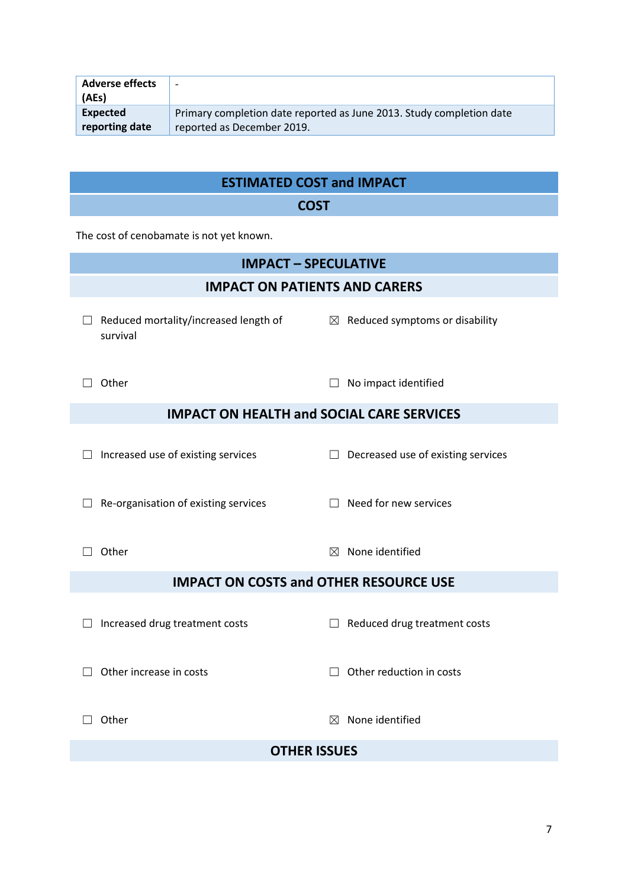| Adverse effects (AEs) | - |
|---|---|
| Expected reporting date | Primary completion date reported as June 2013. Study completion date reported as December 2019. |

## ESTIMATED COST and IMPACT

### COST

The cost of cenobamate is not yet known.

### IMPACT – SPECULATIVE

#### IMPACT ON PATIENTS AND CARERS

☐ Reduced mortality/increased length of survival

☒ Reduced symptoms or disability

☐ Other

☐ No impact identified

#### IMPACT ON HEALTH and SOCIAL CARE SERVICES

☐ Increased use of existing services

☐ Decreased use of existing services

☐ Re-organisation of existing services

☐ Need for new services

☐ Other

☒ None identified

#### IMPACT ON COSTS and OTHER RESOURCE USE

☐ Increased drug treatment costs

☐ Reduced drug treatment costs

☐ Other increase in costs

☐ Other reduction in costs

☐ Other

☒ None identified

#### OTHER ISSUES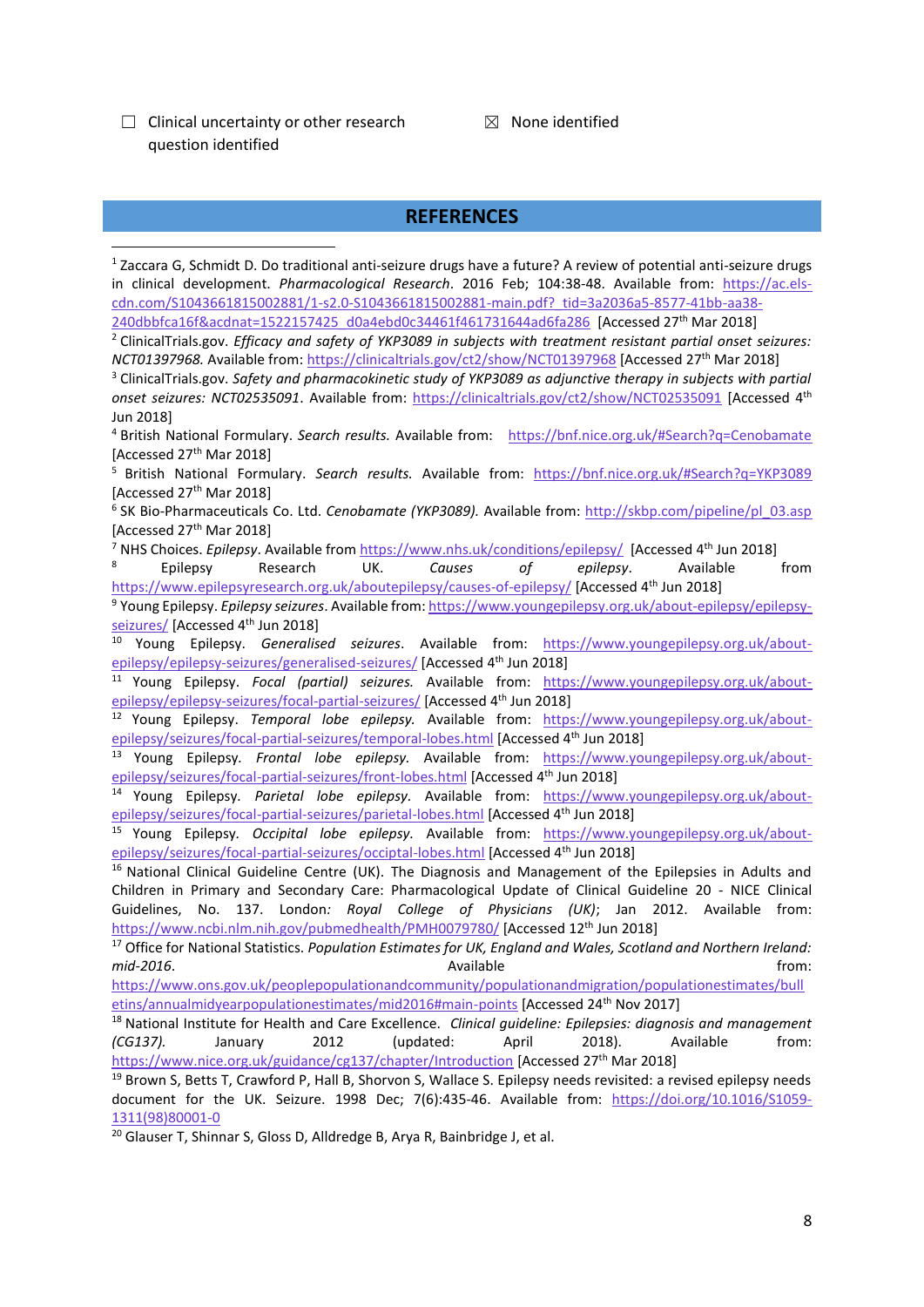☐ Clinical uncertainty or other research question identified

☒ None identified

## REFERENCES

[1] Zaccara G, Schmidt D. Do traditional anti-seizure drugs have a future? A review of potential anti-seizure drugs in clinical development. *Pharmacological Research*. 2016 Feb; 104:38-48. Available from: https://ac.els-cdn.com/S1043661815002881/1-s2.0-S1043661815002881-main.pdf?_tid=3a2036a5-8577-41bb-aa38-240dbbfca16f&acdnat=1522157425_d0a4ebd0c34461f461731644ad6fa286 [Accessed 27th Mar 2018]

[2] ClinicalTrials.gov. *Efficacy and safety of YKP3089 in subjects with treatment resistant partial onset seizures: NCT01397968.* Available from: https://clinicaltrials.gov/ct2/show/NCT01397968 [Accessed 27th Mar 2018]

[3] ClinicalTrials.gov. *Safety and pharmacokinetic study of YKP3089 as adjunctive therapy in subjects with partial onset seizures: NCT02535091*. Available from: https://clinicaltrials.gov/ct2/show/NCT02535091 [Accessed 4th Jun 2018]

[4] British National Formulary. *Search results.* Available from: https://bnf.nice.org.uk/#Search?q=Cenobamate [Accessed 27th Mar 2018]

[5] British National Formulary. *Search results.* Available from: https://bnf.nice.org.uk/#Search?q=YKP3089 [Accessed 27th Mar 2018]

[6] SK Bio-Pharmaceuticals Co. Ltd. *Cenobamate (YKP3089).* Available from: http://skbp.com/pipeline/pl_03.asp [Accessed 27th Mar 2018]

[7] NHS Choices. *Epilepsy*. Available from https://www.nhs.uk/conditions/epilepsy/ [Accessed 4th Jun 2018]

[8] Epilepsy Research UK. *Causes of epilepsy*. Available from https://www.epilepsyresearch.org.uk/aboutepilepsy/causes-of-epilepsy/ [Accessed 4th Jun 2018]

[9] Young Epilepsy. *Epilepsy seizures*. Available from: https://www.youngepilepsy.org.uk/about-epilepsy/epilepsy-seizures/ [Accessed 4th Jun 2018]

[10] Young Epilepsy. *Generalised seizures*. Available from: https://www.youngepilepsy.org.uk/about-epilepsy/epilepsy-seizures/generalised-seizures/ [Accessed 4th Jun 2018]

[11] Young Epilepsy. *Focal (partial) seizures.* Available from: https://www.youngepilepsy.org.uk/about-epilepsy/epilepsy-seizures/focal-partial-seizures/ [Accessed 4th Jun 2018]

[12] Young Epilepsy. *Temporal lobe epilepsy.* Available from: https://www.youngepilepsy.org.uk/about-epilepsy/seizures/focal-partial-seizures/temporal-lobes.html [Accessed 4th Jun 2018]

[13] Young Epilepsy. *Frontal lobe epilepsy.* Available from: https://www.youngepilepsy.org.uk/about-epilepsy/seizures/focal-partial-seizures/front-lobes.html [Accessed 4th Jun 2018]

[14] Young Epilepsy. *Parietal lobe epilepsy.* Available from: https://www.youngepilepsy.org.uk/about-epilepsy/seizures/focal-partial-seizures/parietal-lobes.html [Accessed 4th Jun 2018]

[15] Young Epilepsy. *Occipital lobe epilepsy.* Available from: https://www.youngepilepsy.org.uk/about-epilepsy/seizures/focal-partial-seizures/occiptal-lobes.html [Accessed 4th Jun 2018]

[16] National Clinical Guideline Centre (UK). The Diagnosis and Management of the Epilepsies in Adults and Children in Primary and Secondary Care: Pharmacological Update of Clinical Guideline 20 - NICE Clinical Guidelines, No. 137. London: *Royal College of Physicians (UK)*; Jan 2012. Available from: https://www.ncbi.nlm.nih.gov/pubmedhealth/PMH0079780/ [Accessed 12th Jun 2018]

[17] Office for National Statistics. *Population Estimates for UK, England and Wales, Scotland and Northern Ireland: mid-2016*. Available from: https://www.ons.gov.uk/peoplepopulationandcommunity/populationandmigration/populationestimates/bulletins/annualmidyearpopulationestimates/mid2016#main-points [Accessed 24th Nov 2017]

[18] National Institute for Health and Care Excellence. *Clinical guideline: Epilepsies: diagnosis and management (CG137).* January 2012 (updated: April 2018). Available from: https://www.nice.org.uk/guidance/cg137/chapter/Introduction [Accessed 27th Mar 2018]

[19] Brown S, Betts T, Crawford P, Hall B, Shorvon S, Wallace S. Epilepsy needs revisited: a revised epilepsy needs document for the UK. Seizure. 1998 Dec; 7(6):435-46. Available from: https://doi.org/10.1016/S1059-1311(98)80001-0

[20] Glauser T, Shinnar S, Gloss D, Alldredge B, Arya R, Bainbridge J, et al.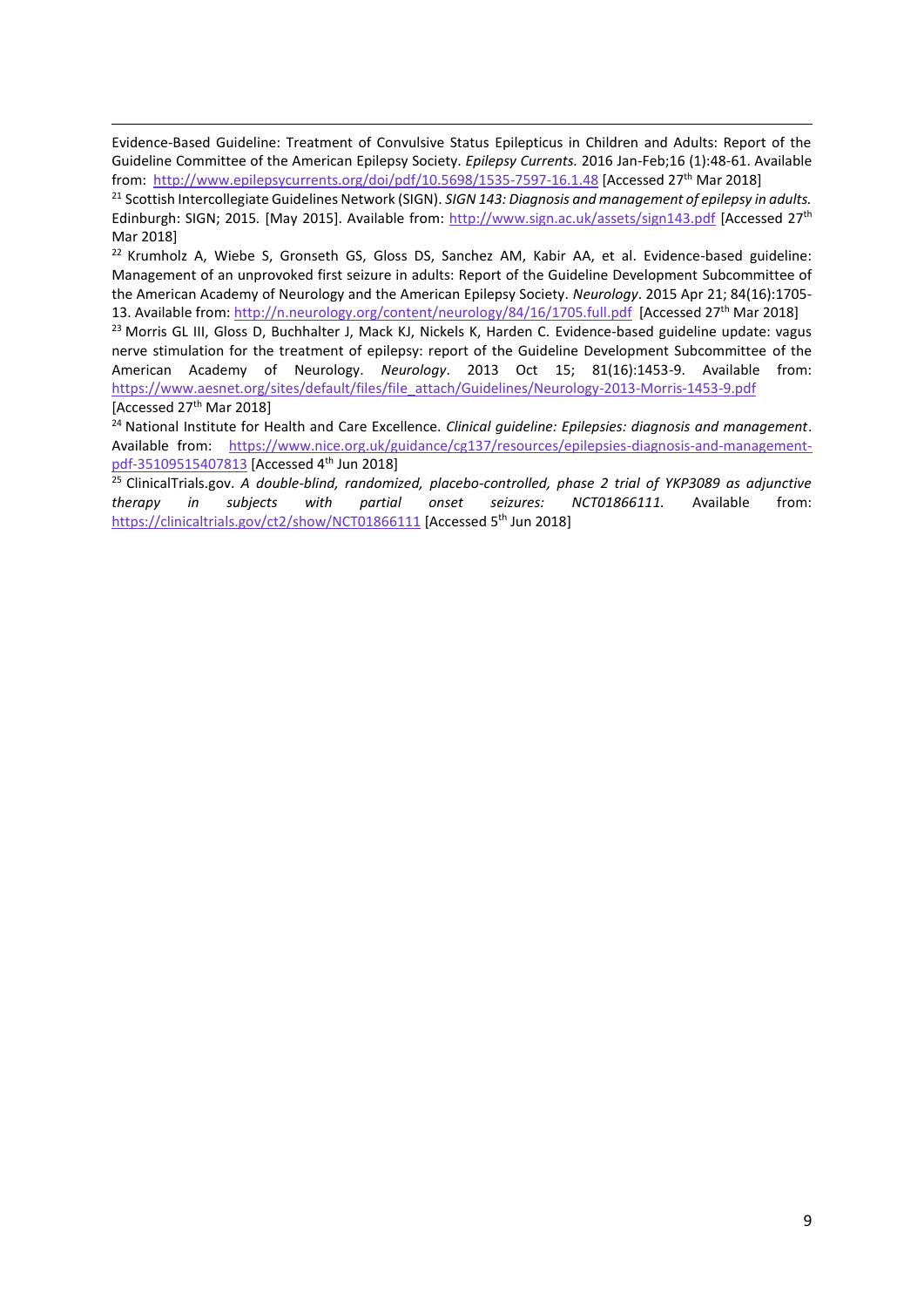Evidence-Based Guideline: Treatment of Convulsive Status Epilepticus in Children and Adults: Report of the Guideline Committee of the American Epilepsy Society. *Epilepsy Currents.* 2016 Jan-Feb;16 (1):48-61. Available from: http://www.epilepsycurrents.org/doi/pdf/10.5698/1535-7597-16.1.48 [Accessed 27th Mar 2018]

[21] Scottish Intercollegiate Guidelines Network (SIGN). *SIGN 143: Diagnosis and management of epilepsy in adults.* Edinburgh: SIGN; 2015. [May 2015]. Available from: http://www.sign.ac.uk/assets/sign143.pdf [Accessed 27th Mar 2018]

[22] Krumholz A, Wiebe S, Gronseth GS, Gloss DS, Sanchez AM, Kabir AA, et al. Evidence-based guideline: Management of an unprovoked first seizure in adults: Report of the Guideline Development Subcommittee of the American Academy of Neurology and the American Epilepsy Society. *Neurology*. 2015 Apr 21; 84(16):1705-13. Available from: http://n.neurology.org/content/neurology/84/16/1705.full.pdf [Accessed 27th Mar 2018]

[23] Morris GL III, Gloss D, Buchhalter J, Mack KJ, Nickels K, Harden C. Evidence-based guideline update: vagus nerve stimulation for the treatment of epilepsy: report of the Guideline Development Subcommittee of the American Academy of Neurology. *Neurology*. 2013 Oct 15; 81(16):1453-9. Available from: https://www.aesnet.org/sites/default/files/file_attach/Guidelines/Neurology-2013-Morris-1453-9.pdf [Accessed 27th Mar 2018]

[24] National Institute for Health and Care Excellence. *Clinical guideline: Epilepsies: diagnosis and management*. Available from: https://www.nice.org.uk/guidance/cg137/resources/epilepsies-diagnosis-and-management-pdf-35109515407813 [Accessed 4th Jun 2018]

[25] ClinicalTrials.gov. *A double-blind, randomized, placebo-controlled, phase 2 trial of YKP3089 as adjunctive therapy in subjects with partial onset seizures: NCT01866111.* Available from: https://clinicaltrials.gov/ct2/show/NCT01866111 [Accessed 5th Jun 2018]